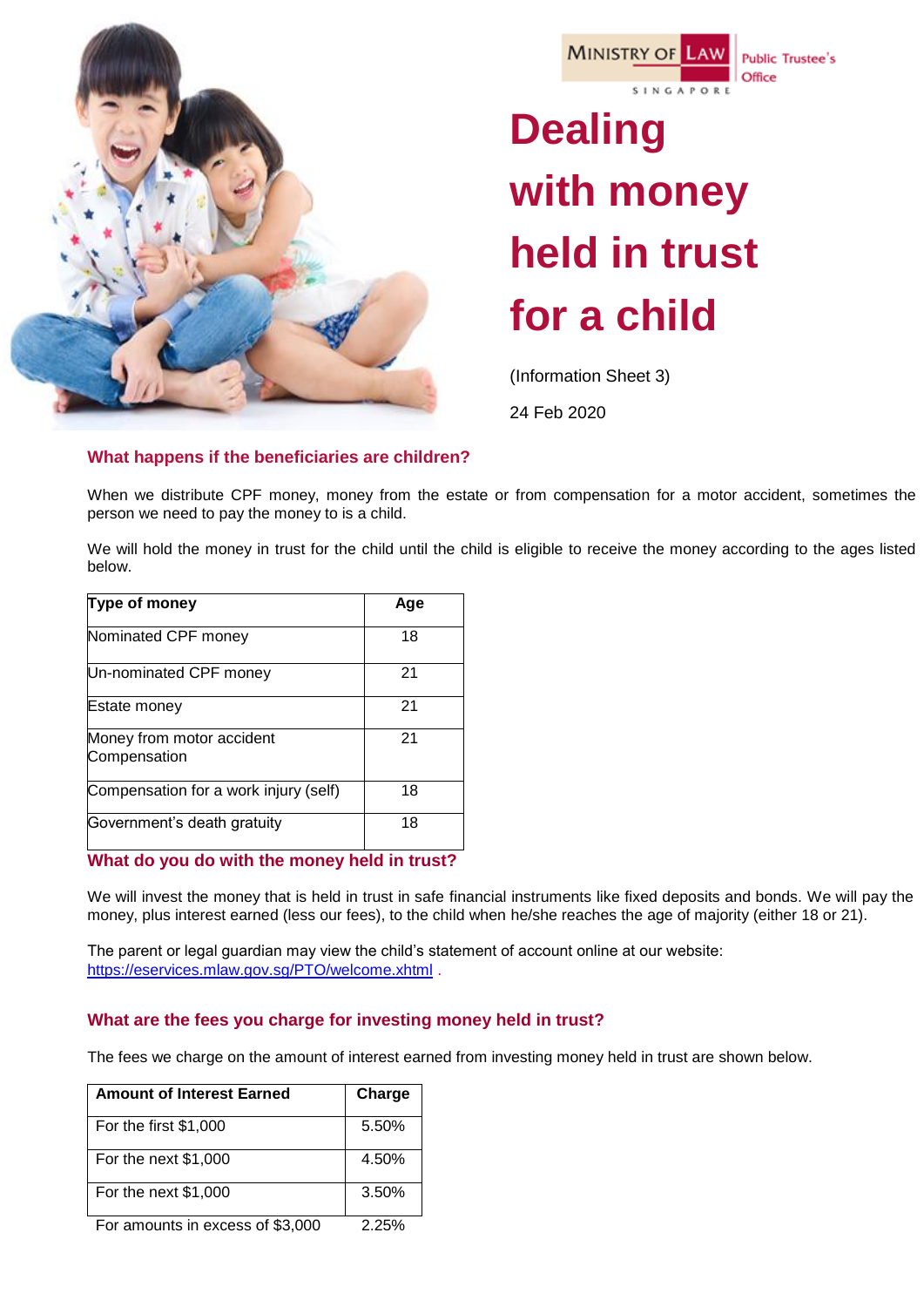Ministry of Law Singapore | Public Trustee's Office

# Dealing with money held in trust for a child

(Information Sheet 3)

24 Feb 2020

## What happens if the beneficiaries are children?

When we distribute CPF money, money from the estate or from compensation for a motor accident, sometimes the person we need to pay the money to is a child.

We will hold the money in trust for the child until the child is eligible to receive the money according to the ages listed below.

| Type of money | Age |
|---|---|
| Nominated CPF money | 18 |
| Un-nominated CPF money | 21 |
| Estate money | 21 |
| Money from motor accident Compensation | 21 |
| Compensation for a work injury (self) | 18 |
| Government's death gratuity | 18 |

## What do you do with the money held in trust?

We will invest the money that is held in trust in safe financial instruments like fixed deposits and bonds. We will pay the money, plus interest earned (less our fees), to the child when he/she reaches the age of majority (either 18 or 21).

The parent or legal guardian may view the child's statement of account online at our website: https://eservices.mlaw.gov.sg/PTO/welcome.xhtml .

## What are the fees you charge for investing money held in trust?

The fees we charge on the amount of interest earned from investing money held in trust are shown below.

| Amount of Interest Earned | Charge |
|---|---|
| For the first $1,000 | 5.50% |
| For the next $1,000 | 4.50% |
| For the next $1,000 | 3.50% |
| For amounts in excess of $3,000 | 2.25% |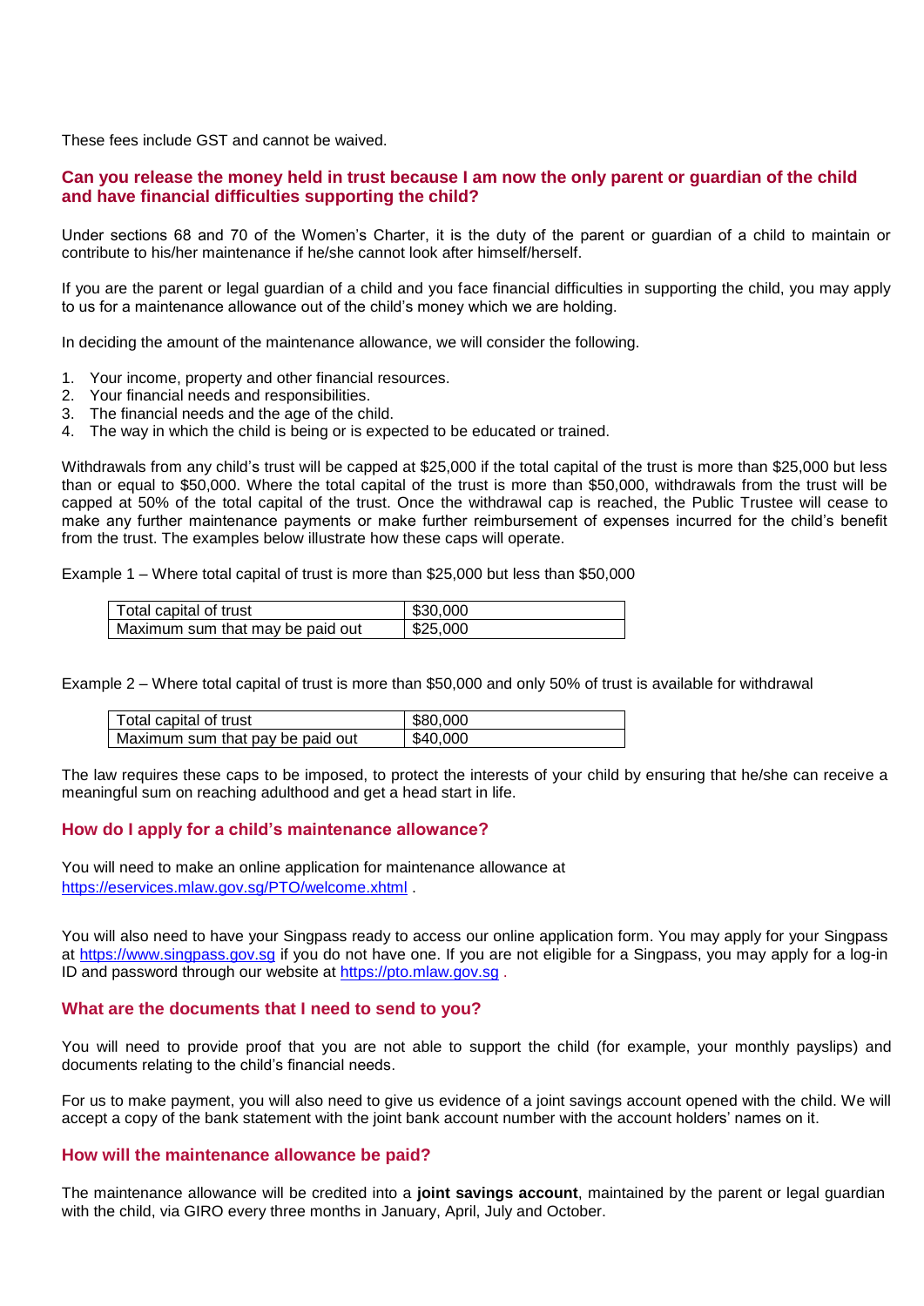These fees include GST and cannot be waived.

## Can you release the money held in trust because I am now the only parent or guardian of the child and have financial difficulties supporting the child?

Under sections 68 and 70 of the Women's Charter, it is the duty of the parent or guardian of a child to maintain or contribute to his/her maintenance if he/she cannot look after himself/herself.

If you are the parent or legal guardian of a child and you face financial difficulties in supporting the child, you may apply to us for a maintenance allowance out of the child's money which we are holding.

In deciding the amount of the maintenance allowance, we will consider the following.

1. Your income, property and other financial resources.
2. Your financial needs and responsibilities.
3. The financial needs and the age of the child.
4. The way in which the child is being or is expected to be educated or trained.

Withdrawals from any child's trust will be capped at $25,000 if the total capital of the trust is more than $25,000 but less than or equal to $50,000. Where the total capital of the trust is more than $50,000, withdrawals from the trust will be capped at 50% of the total capital of the trust. Once the withdrawal cap is reached, the Public Trustee will cease to make any further maintenance payments or make further reimbursement of expenses incurred for the child's benefit from the trust. The examples below illustrate how these caps will operate.

Example 1 – Where total capital of trust is more than $25,000 but less than $50,000

| Total capital of trust | $30,000 |
|---|---|
| Maximum sum that may be paid out | $25,000 |

Example 2 – Where total capital of trust is more than $50,000 and only 50% of trust is available for withdrawal

| Total capital of trust | $80,000 |
|---|---|
| Maximum sum that pay be paid out | $40,000 |

The law requires these caps to be imposed, to protect the interests of your child by ensuring that he/she can receive a meaningful sum on reaching adulthood and get a head start in life.

## How do I apply for a child's maintenance allowance?

You will need to make an online application for maintenance allowance at https://eservices.mlaw.gov.sg/PTO/welcome.xhtml .

You will also need to have your Singpass ready to access our online application form. You may apply for your Singpass at https://www.singpass.gov.sg if you do not have one. If you are not eligible for a Singpass, you may apply for a log-in ID and password through our website at https://pto.mlaw.gov.sg .

## What are the documents that I need to send to you?

You will need to provide proof that you are not able to support the child (for example, your monthly payslips) and documents relating to the child's financial needs.

For us to make payment, you will also need to give us evidence of a joint savings account opened with the child. We will accept a copy of the bank statement with the joint bank account number with the account holders' names on it.

## How will the maintenance allowance be paid?

The maintenance allowance will be credited into a **joint savings account**, maintained by the parent or legal guardian with the child, via GIRO every three months in January, April, July and October.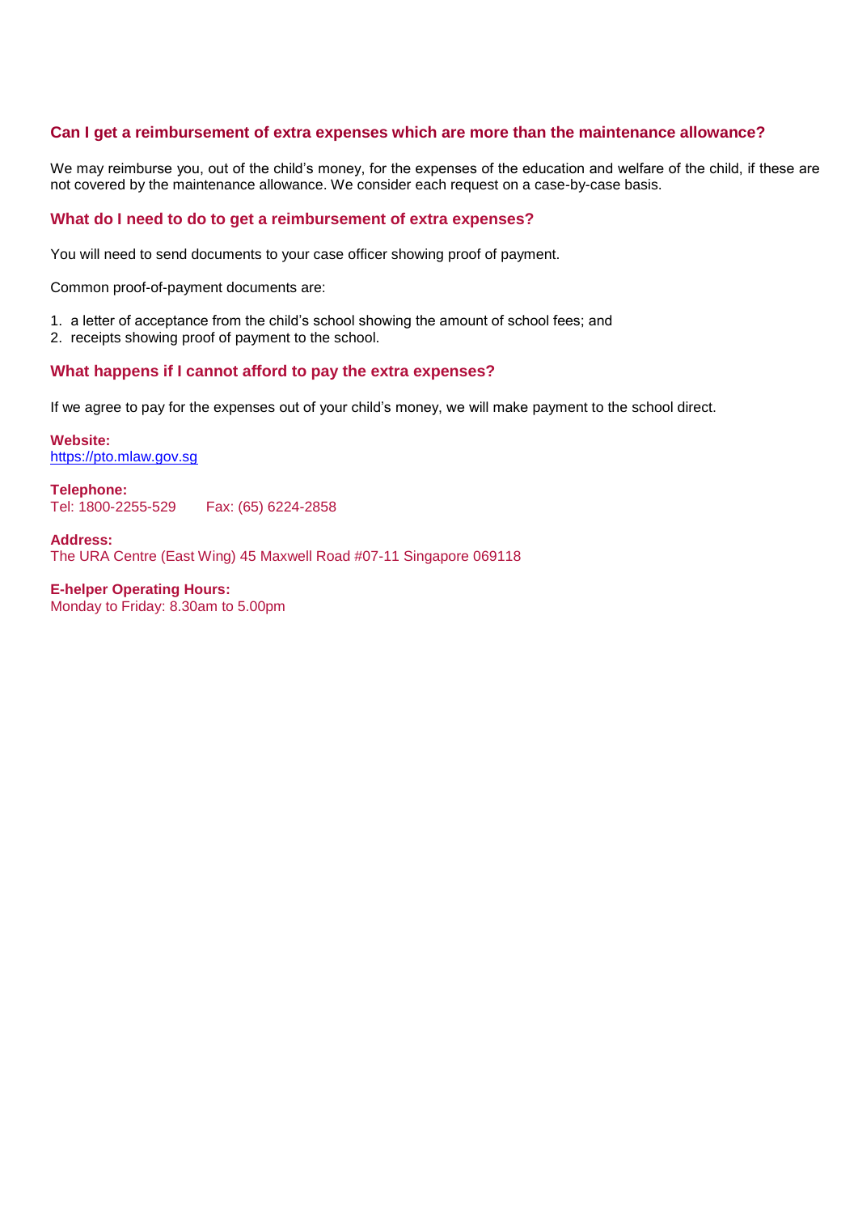## Can I get a reimbursement of extra expenses which are more than the maintenance allowance?

We may reimburse you, out of the child's money, for the expenses of the education and welfare of the child, if these are not covered by the maintenance allowance. We consider each request on a case-by-case basis.

### What do I need to do to get a reimbursement of extra expenses?

You will need to send documents to your case officer showing proof of payment.

Common proof-of-payment documents are:

1. a letter of acceptance from the child's school showing the amount of school fees; and
2. receipts showing proof of payment to the school.

### What happens if I cannot afford to pay the extra expenses?

If we agree to pay for the expenses out of your child's money, we will make payment to the school direct.

**Website:**
https://pto.mlaw.gov.sg

**Telephone:**
Tel: 1800-2255-529 Fax: (65) 6224-2858

**Address:**
The URA Centre (East Wing) 45 Maxwell Road #07-11 Singapore 069118

**E-helper Operating Hours:**
Monday to Friday: 8.30am to 5.00pm